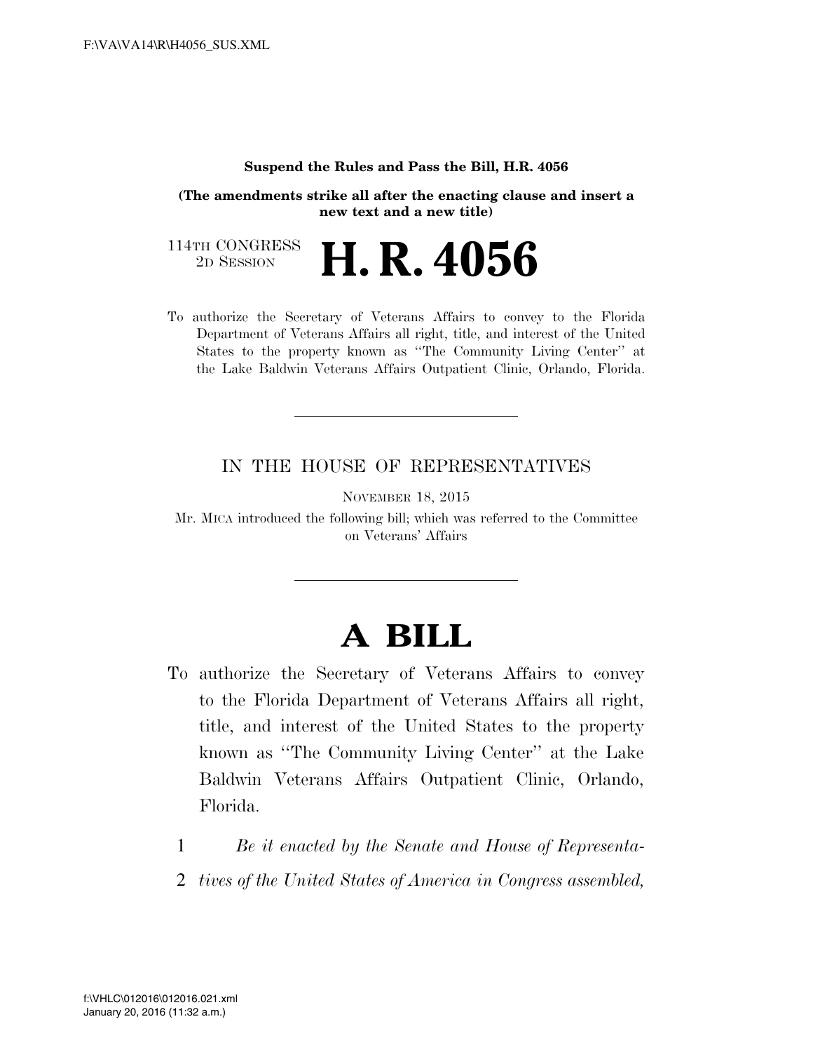**Suspend the Rules and Pass the Bill, H.R. 4056**

**(The amendments strike all after the enacting clause and insert a new text and a new title)**

114TH CONGRESS
2D SESSION

# H. R. 4056

To authorize the Secretary of Veterans Affairs to convey to the Florida Department of Veterans Affairs all right, title, and interest of the United States to the property known as ''The Community Living Center'' at the Lake Baldwin Veterans Affairs Outpatient Clinic, Orlando, Florida.

---

IN THE HOUSE OF REPRESENTATIVES

NOVEMBER 18, 2015

Mr. MICA introduced the following bill; which was referred to the Committee on Veterans' Affairs

---

# A BILL

To authorize the Secretary of Veterans Affairs to convey to the Florida Department of Veterans Affairs all right, title, and interest of the United States to the property known as ''The Community Living Center'' at the Lake Baldwin Veterans Affairs Outpatient Clinic, Orlando, Florida.

1 *Be it enacted by the Senate and House of Representa-*
2 *tives of the United States of America in Congress assembled,*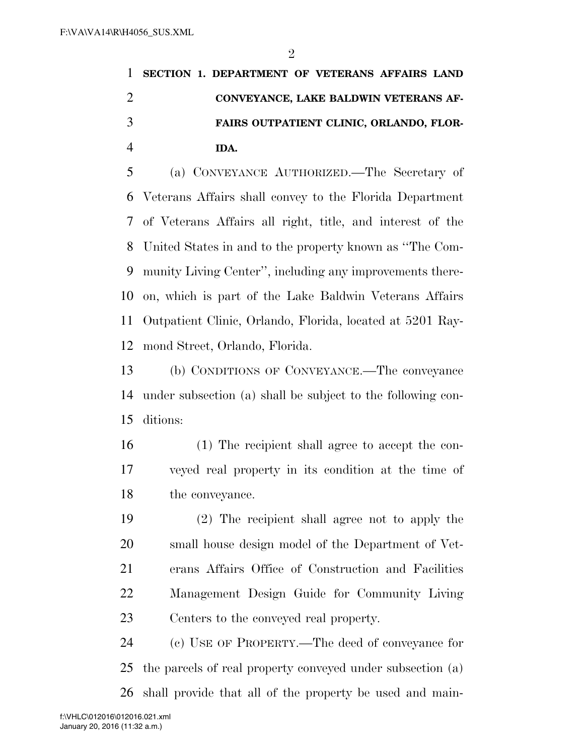## SECTION 1. DEPARTMENT OF VETERANS AFFAIRS LAND CONVEYANCE, LAKE BALDWIN VETERANS AFFAIRS OUTPATIENT CLINIC, ORLANDO, FLORIDA.

(a) CONVEYANCE AUTHORIZED.—The Secretary of Veterans Affairs shall convey to the Florida Department of Veterans Affairs all right, title, and interest of the United States in and to the property known as ''The Community Living Center'', including any improvements thereon, which is part of the Lake Baldwin Veterans Affairs Outpatient Clinic, Orlando, Florida, located at 5201 Raymond Street, Orlando, Florida.

(b) CONDITIONS OF CONVEYANCE.—The conveyance under subsection (a) shall be subject to the following conditions:

(1) The recipient shall agree to accept the conveyed real property in its condition at the time of the conveyance.

(2) The recipient shall agree not to apply the small house design model of the Department of Veterans Affairs Office of Construction and Facilities Management Design Guide for Community Living Centers to the conveyed real property.

(c) USE OF PROPERTY.—The deed of conveyance for the parcels of real property conveyed under subsection (a) shall provide that all of the property be used and main-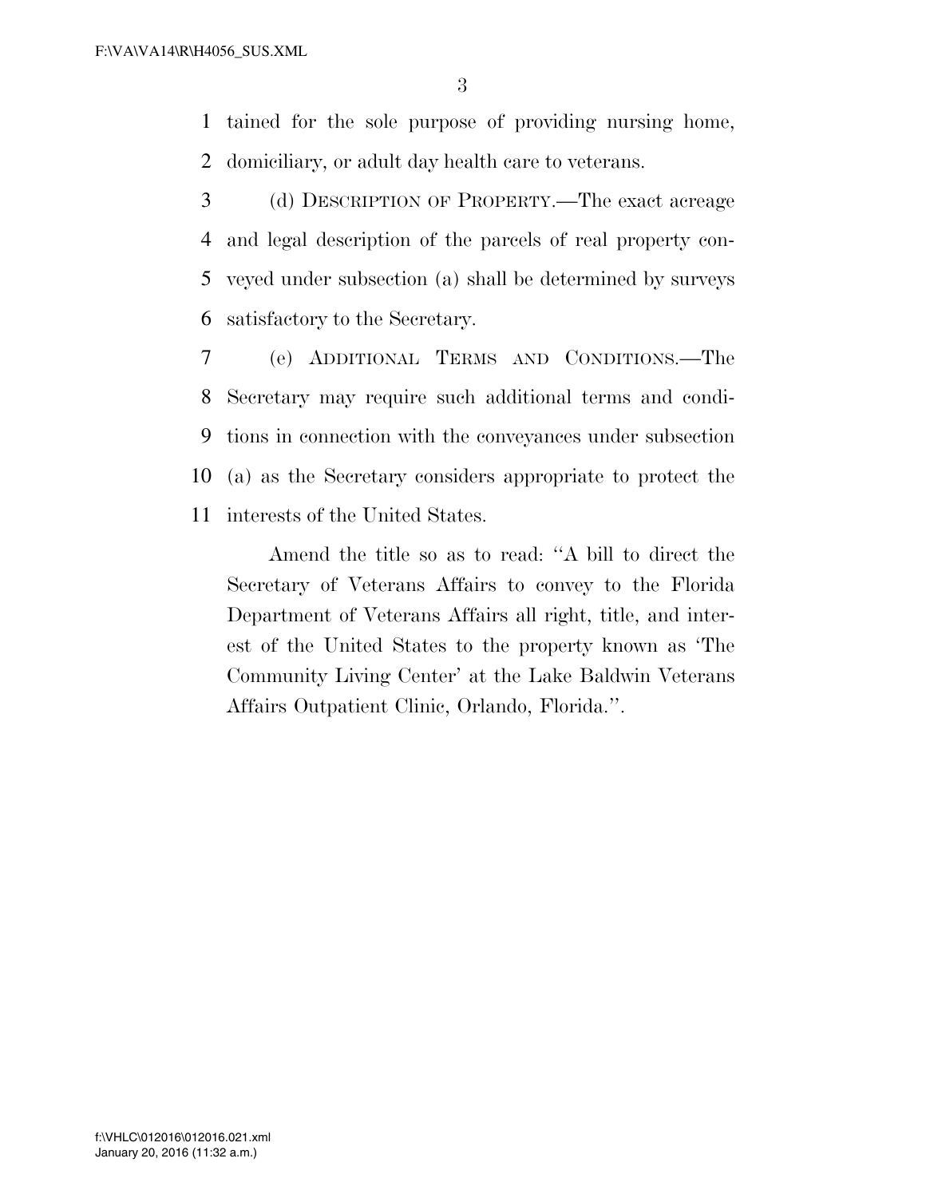tained for the sole purpose of providing nursing home, domiciliary, or adult day health care to veterans.

(d) DESCRIPTION OF PROPERTY.—The exact acreage and legal description of the parcels of real property conveyed under subsection (a) shall be determined by surveys satisfactory to the Secretary.

(e) ADDITIONAL TERMS AND CONDITIONS.—The Secretary may require such additional terms and conditions in connection with the conveyances under subsection (a) as the Secretary considers appropriate to protect the interests of the United States.

Amend the title so as to read: ''A bill to direct the Secretary of Veterans Affairs to convey to the Florida Department of Veterans Affairs all right, title, and interest of the United States to the property known as 'The Community Living Center' at the Lake Baldwin Veterans Affairs Outpatient Clinic, Orlando, Florida.''.